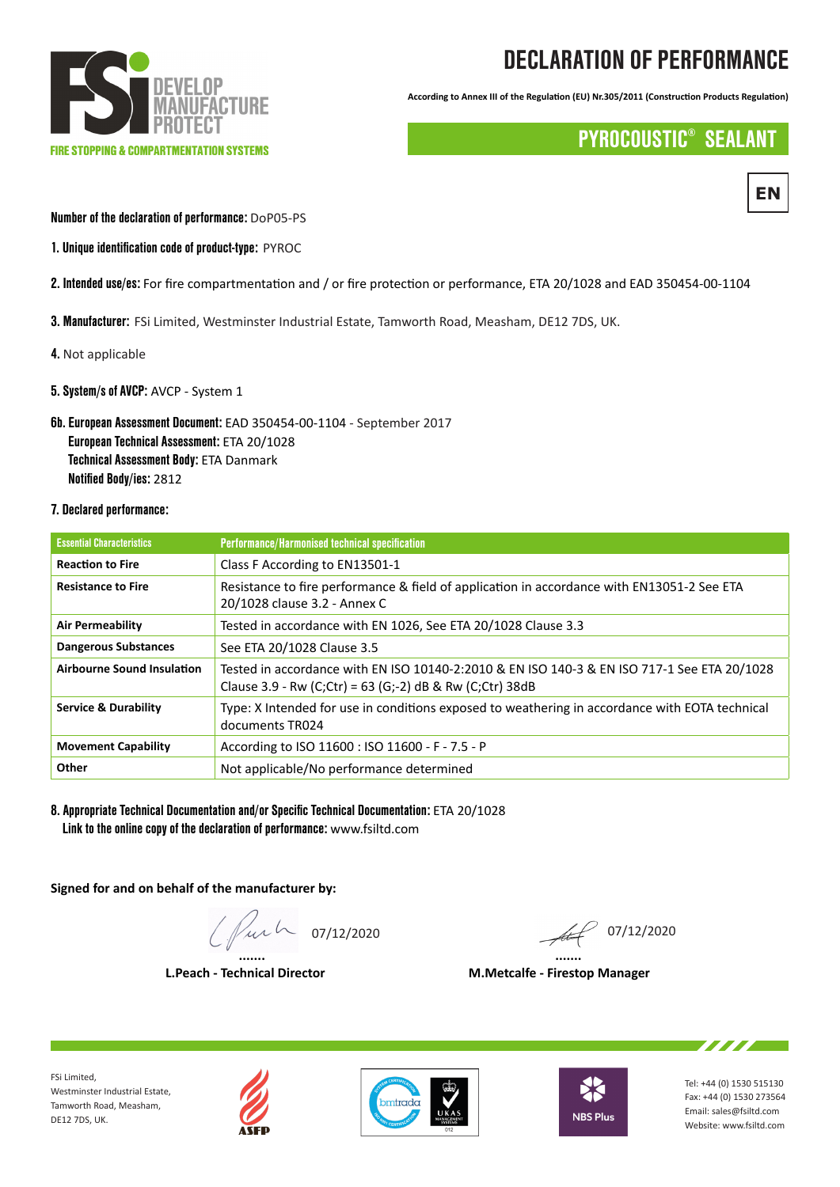FSi DEVELOP MANUFACTURE PROTECT

FIRE STOPPING & COMPARTMENTATION SYSTEMS

# DECLARATION OF PERFORMANCE

According to Annex III of the Regulation (EU) Nr.305/2011 (Construction Products Regulation)

## PYROCOUSTIC® SEALANT

EN

**Number of the declaration of performance:** DoP05-PS

**1. Unique identification code of product-type:** PYROC

**2. Intended use/es:** For fire compartmentation and / or fire protection or performance, ETA 20/1028 and EAD 350454-00-1104

**3. Manufacturer:** FSi Limited, Westminster Industrial Estate, Tamworth Road, Measham, DE12 7DS, UK.

**4.** Not applicable

**5. System/s of AVCP:** AVCP - System 1

**6b. European Assessment Document:** EAD 350454-00-1104 - September 2017
**European Technical Assessment:** ETA 20/1028
**Technical Assessment Body:** ETA Danmark
**Notified Body/ies:** 2812

**7. Declared performance:**

| Essential Characteristics | Performance/Harmonised technical specification |
|---|---|
| **Reaction to Fire** | Class F According to EN13501-1 |
| **Resistance to Fire** | Resistance to fire performance & field of application in accordance with EN13051-2 See ETA 20/1028 clause 3.2 - Annex C |
| **Air Permeability** | Tested in accordance with EN 1026, See ETA 20/1028 Clause 3.3 |
| **Dangerous Substances** | See ETA 20/1028 Clause 3.5 |
| **Airbourne Sound Insulation** | Tested in accordance with EN ISO 10140-2:2010 & EN ISO 140-3 & EN ISO 717-1 See ETA 20/1028 Clause 3.9 - Rw (C;Ctr) = 63 (G;-2) dB & Rw (C;Ctr) 38dB |
| **Service & Durability** | Type: X Intended for use in conditions exposed to weathering in accordance with EOTA technical documents TR024 |
| **Movement Capability** | According to ISO 11600 : ISO 11600 - F - 7.5 - P |
| **Other** | Not applicable/No performance determined |

**8. Appropriate Technical Documentation and/or Specific Technical Documentation:** ETA 20/1028
**Link to the online copy of the declaration of performance:** www.fsiltd.com

**Signed for and on behalf of the manufacturer by:**

....... 07/12/2020
**L.Peach - Technical Director**

....... 07/12/2020
**M.Metcalfe - Firestop Manager**

FSi Limited,
Westminster Industrial Estate,
Tamworth Road, Measham,
DE12 7DS, UK.

ASFP

bmtrada UKAS MANAGEMENT SYSTEMS 012

NBS Plus

Tel: +44 (0) 1530 515130
Fax: +44 (0) 1530 273564
Email: sales@fsiltd.com
Website: www.fsiltd.com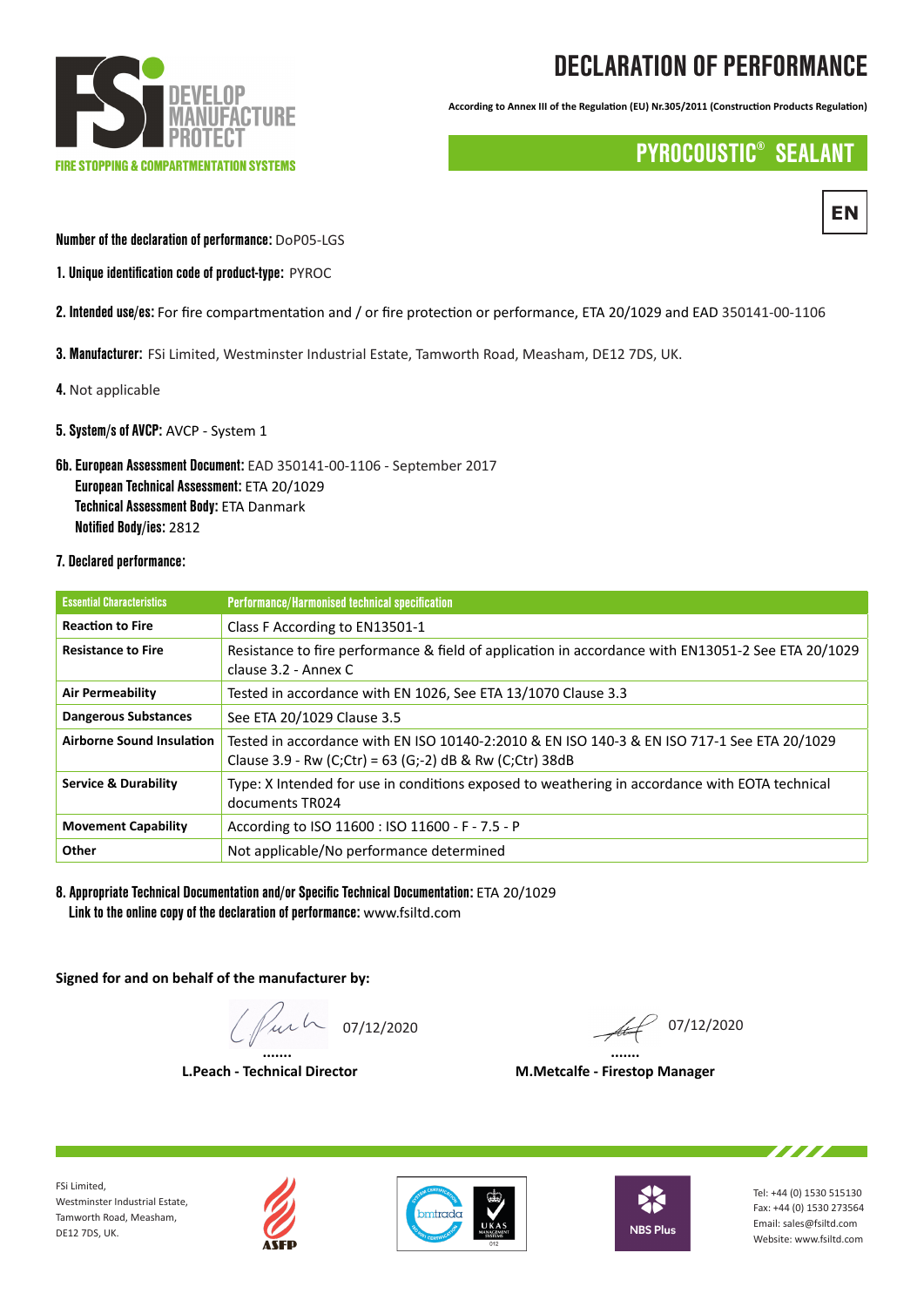FSi DEVELOP MANUFACTURE PROTECT

FIRE STOPPING & COMPARTMENTATION SYSTEMS

# DECLARATION OF PERFORMANCE

**According to Annex III of the Regulation (EU) Nr.305/2011 (Construction Products Regulation)**

## PYROCOUSTIC® SEALANT

**EN**

**Number of the declaration of performance:** DoP05-LGS

**1. Unique identification code of product-type:** PYROC

**2. Intended use/es:** For fire compartmentation and / or fire protection or performance, ETA 20/1029 and EAD 350141-00-1106

**3. Manufacturer:** FSi Limited, Westminster Industrial Estate, Tamworth Road, Measham, DE12 7DS, UK.

**4.** Not applicable

**5. System/s of AVCP:** AVCP - System 1

**6b. European Assessment Document:** EAD 350141-00-1106 - September 2017
**European Technical Assessment:** ETA 20/1029
**Technical Assessment Body:** ETA Danmark
**Notified Body/ies:** 2812

**7. Declared performance:**

| Essential Characteristics | Performance/Harmonised technical specification |
|---|---|
| **Reaction to Fire** | Class F According to EN13501-1 |
| **Resistance to Fire** | Resistance to fire performance & field of application in accordance with EN13051-2 See ETA 20/1029 clause 3.2 - Annex C |
| **Air Permeability** | Tested in accordance with EN 1026, See ETA 13/1070 Clause 3.3 |
| **Dangerous Substances** | See ETA 20/1029 Clause 3.5 |
| **Airborne Sound Insulation** | Tested in accordance with EN ISO 10140-2:2010 & EN ISO 140-3 & EN ISO 717-1 See ETA 20/1029 Clause 3.9 - Rw (C;Ctr) = 63 (G;-2) dB & Rw (C;Ctr) 38dB |
| **Service & Durability** | Type: X Intended for use in conditions exposed to weathering in accordance with EOTA technical documents TR024 |
| **Movement Capability** | According to ISO 11600 : ISO 11600 - F - 7.5 - P |
| **Other** | Not applicable/No performance determined |

**8. Appropriate Technical Documentation and/or Specific Technical Documentation:** ETA 20/1029
**Link to the online copy of the declaration of performance:** www.fsiltd.com

**Signed for and on behalf of the manufacturer by:**

....... 07/12/2020
**L.Peach - Technical Director**

....... 07/12/2020
**M.Metcalfe - Firestop Manager**

FSi Limited,
Westminster Industrial Estate,
Tamworth Road, Measham,
DE12 7DS, UK.

ASFP

bmtrada UKAS MANAGEMENT SYSTEMS 012

NBS Plus

Tel: +44 (0) 1530 515130
Fax: +44 (0) 1530 273564
Email: sales@fsiltd.com
Website: www.fsiltd.com